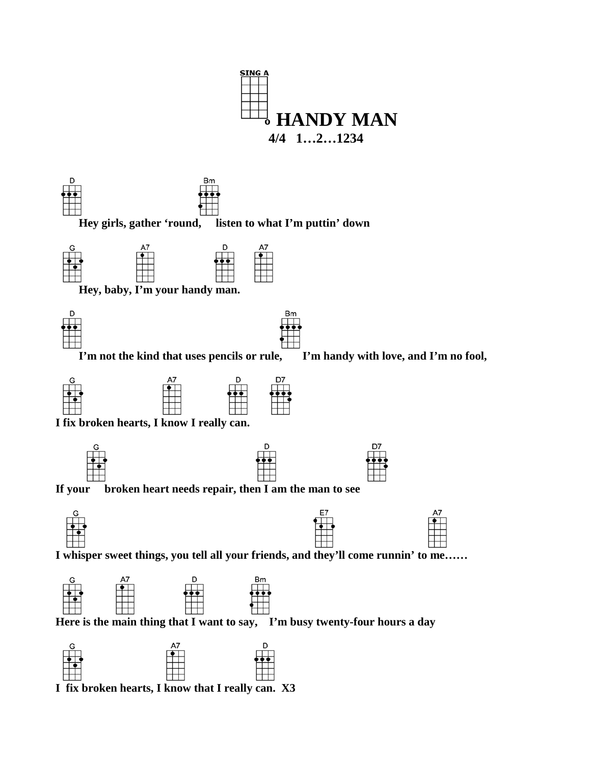SING A

# HANDY MAN

**4/4 1…2…1234**

D Bm

**Hey girls, gather 'round, listen to what I'm puttin' down**

G A7 D A7

**Hey, baby, I'm your handy man.**

D Bm

**I'm not the kind that uses pencils or rule, I'm handy with love, and I'm no fool,**

G A7 D D7

**I fix broken hearts, I know I really can.**

G D D7

**If your broken heart needs repair, then I am the man to see**

G E7 A7

**I whisper sweet things, you tell all your friends, and they'll come runnin' to me……**

G A7 D Bm

**Here is the main thing that I want to say, I'm busy twenty-four hours a day**

G A7 D

**I fix broken hearts, I know that I really can. X3**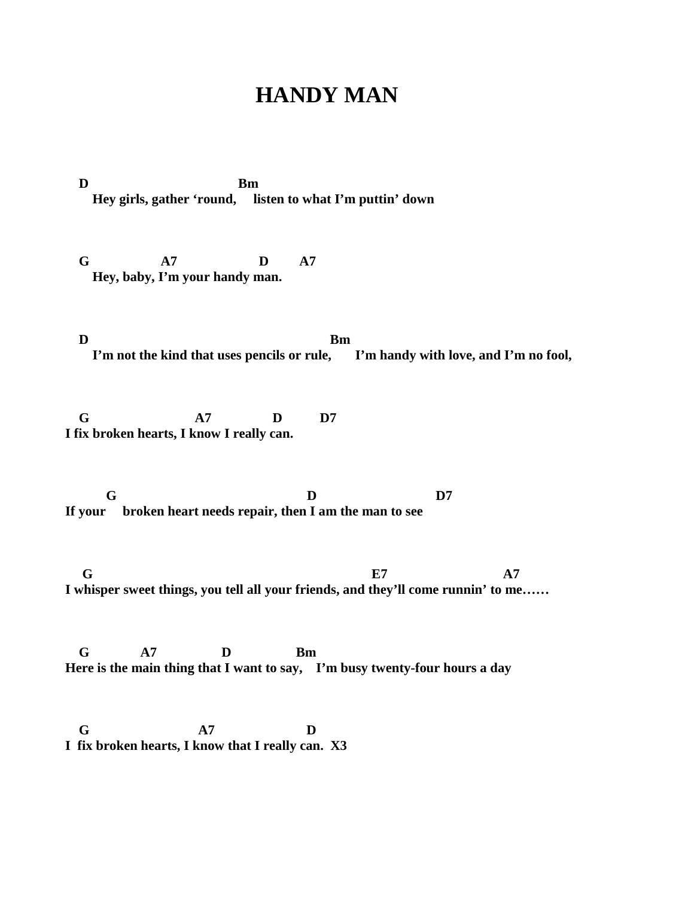# HANDY MAN

```
   D                               Bm
      Hey girls, gather 'round,     listen to what I'm puttin' down

   G              A7               D       A7
      Hey, baby, I'm your handy man.

   D                                                Bm
      I'm not the kind that uses pencils or rule,      I'm handy with love, and I'm no fool,

   G                     A7            D         D7
I fix broken hearts, I know I really can.

      G                                  D                        D7
If your    broken heart needs repair, then I am the man to see

    G                                                     E7                     A7
I whisper sweet things, you tell all your friends, and they'll come runnin' to me……

   G          A7             D              Bm
Here is the main thing that I want to say,    I'm busy twenty-four hours a day

   G                       A7                    D
I  fix broken hearts, I know that I really can.  X3
```